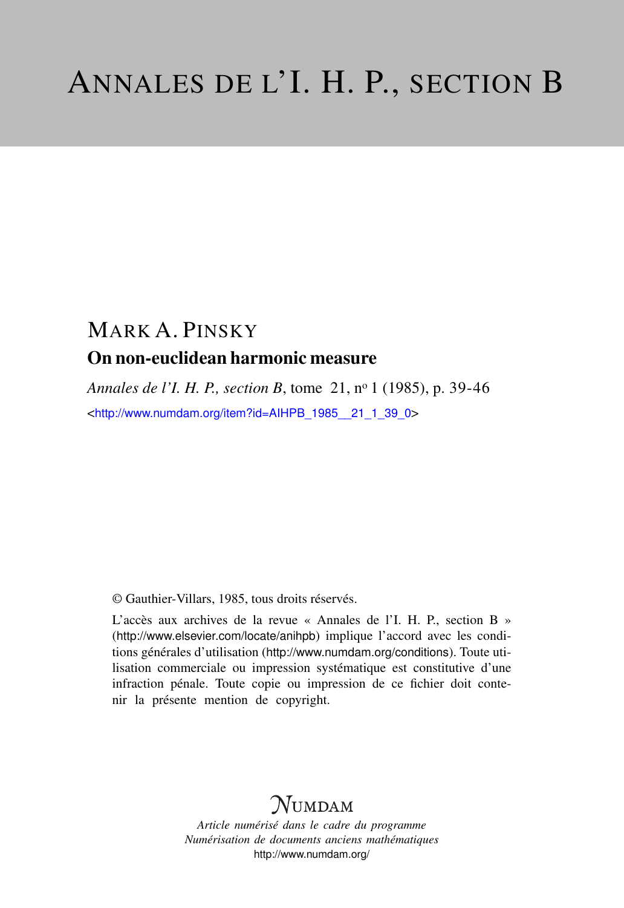# ANNALES DE L'I. H. P., SECTION B

## MARK A. PINSKY

### On non-euclidean harmonic measure

*Annales de l'I. H. P., section B*, tome 21, n° 1 (1985), p. 39-46

<http://www.numdam.org/item?id=AIHPB_1985__21_1_39_0>

© Gauthier-Villars, 1985, tous droits réservés.

L'accès aux archives de la revue « Annales de l'I. H. P., section B » (http://www.elsevier.com/locate/anihpb) implique l'accord avec les conditions générales d'utilisation (http://www.numdam.org/conditions). Toute utilisation commerciale ou impression systématique est constitutive d'une infraction pénale. Toute copie ou impression de ce fichier doit contenir la présente mention de copyright.

NUMDAM

*Article numérisé dans le cadre du programme*
*Numérisation de documents anciens mathématiques*
http://www.numdam.org/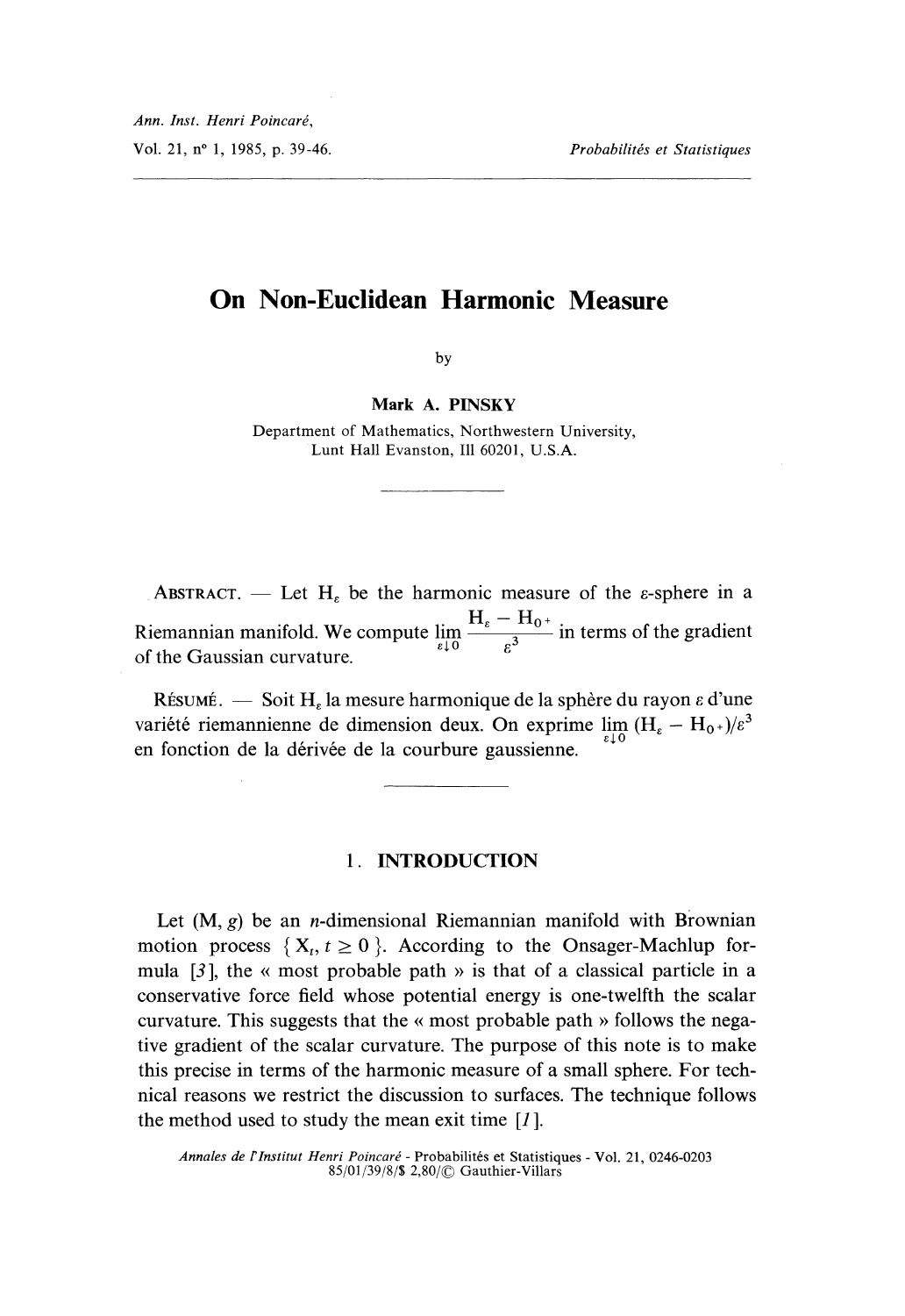# On Non-Euclidean Harmonic Measure

by

**Mark A. PINSKY**

Department of Mathematics, Northwestern University,
Lunt Hall Evanston, Ill 60201, U.S.A.

---

ABSTRACT. — Let $H_\varepsilon$ be the harmonic measure of the $\varepsilon$-sphere in a Riemannian manifold. We compute $\lim\limits_{\varepsilon \downarrow 0} \dfrac{H_\varepsilon - H_{0^+}}{\varepsilon^3}$ in terms of the gradient of the Gaussian curvature.

RÉSUMÉ. — Soit $H_\varepsilon$ la mesure harmonique de la sphère du rayon $\varepsilon$ d'une variété riemannienne de dimension deux. On exprime $\lim\limits_{\varepsilon \downarrow 0} (H_\varepsilon - H_{0^+})/\varepsilon^3$ en fonction de la dérivée de la courbure gaussienne.

---

## 1. INTRODUCTION

Let $(M, g)$ be an $n$-dimensional Riemannian manifold with Brownian motion process $\{ X_t, t \geq 0 \}$. According to the Onsager-Machlup formula [3], the « most probable path » is that of a classical particle in a conservative force field whose potential energy is one-twelfth the scalar curvature. This suggests that the « most probable path » follows the negative gradient of the scalar curvature. The purpose of this note is to make this precise in terms of the harmonic measure of a small sphere. For technical reasons we restrict the discussion to surfaces. The technique follows the method used to study the mean exit time [1].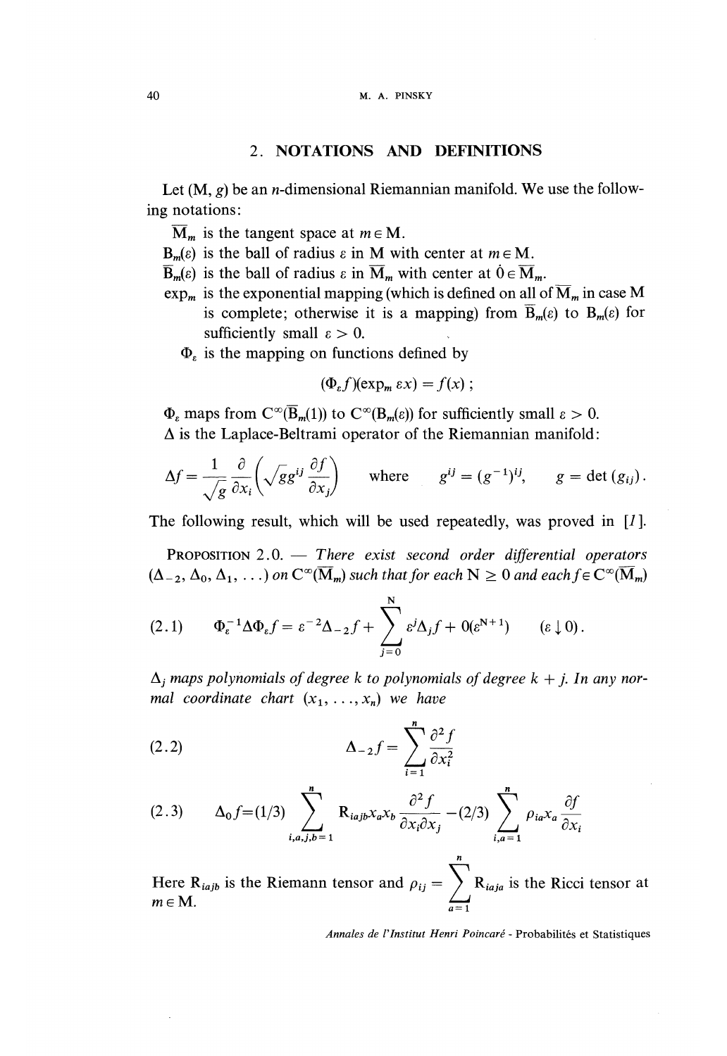## 2. NOTATIONS AND DEFINITIONS

Let $(M, g)$ be an $n$-dimensional Riemannian manifold. We use the following notations:

$\overline{M}_m$ is the tangent space at $m \in M$.

$B_m(\varepsilon)$ is the ball of radius $\varepsilon$ in M with center at $m \in M$.

$\overline{B}_m(\varepsilon)$ is the ball of radius $\varepsilon$ in $\overline{M}_m$ with center at $\dot{0} \in \overline{M}_m$.

$\exp_m$ is the exponential mapping (which is defined on all of $\overline{M}_m$ in case M is complete; otherwise it is a mapping) from $\overline{B}_m(\varepsilon)$ to $B_m(\varepsilon)$ for sufficiently small $\varepsilon > 0$.

$\Phi_\varepsilon$ is the mapping on functions defined by

$$(\Phi_\varepsilon f)(\exp_m \varepsilon x) = f(x) ;$$

$\Phi_\varepsilon$ maps from $C^\infty(\overline{B}_m(1))$ to $C^\infty(B_m(\varepsilon))$ for sufficiently small $\varepsilon > 0$.

$\Delta$ is the Laplace-Beltrami operator of the Riemannian manifold:

$$\Delta f = \frac{1}{\sqrt{g}} \frac{\partial}{\partial x_i}\left(\sqrt{g} g^{ij} \frac{\partial f}{\partial x_j}\right) \quad \text{where} \quad g^{ij} = (g^{-1})^{ij}, \quad g = \det(g_{ij}).$$

The following result, which will be used repeatedly, was proved in [1].

PROPOSITION 2.0. — *There exist second order differential operators* $(\Delta_{-2}, \Delta_0, \Delta_1, \ldots)$ *on* $C^\infty(\overline{M}_m)$ *such that for each* $N \geq 0$ *and each* $f \in C^\infty(\overline{M}_m)$

$$\Phi_\varepsilon^{-1} \Delta \Phi_\varepsilon f = \varepsilon^{-2} \Delta_{-2} f + \sum_{j=0}^{N} \varepsilon^j \Delta_j f + 0(\varepsilon^{N+1}) \qquad (\varepsilon \downarrow 0). \tag{2.1}$$

*$\Delta_j$ maps polynomials of degree $k$ to polynomials of degree $k + j$. In any normal coordinate chart $(x_1, \ldots, x_n)$ we have*

$$\Delta_{-2} f = \sum_{i=1}^{n} \frac{\partial^2 f}{\partial x_i^2} \tag{2.2}$$

$$\Delta_0 f = (1/3) \sum_{i,a,j,b=1}^{n} R_{iajb} x_a x_b \frac{\partial^2 f}{\partial x_i \partial x_j} - (2/3) \sum_{i,a=1}^{n} \rho_{ia} x_a \frac{\partial f}{\partial x_i} \tag{2.3}$$

Here $R_{iajb}$ is the Riemann tensor and $\rho_{ij} = \sum_{a=1}^{n} R_{iaja}$ is the Ricci tensor at $m \in M$.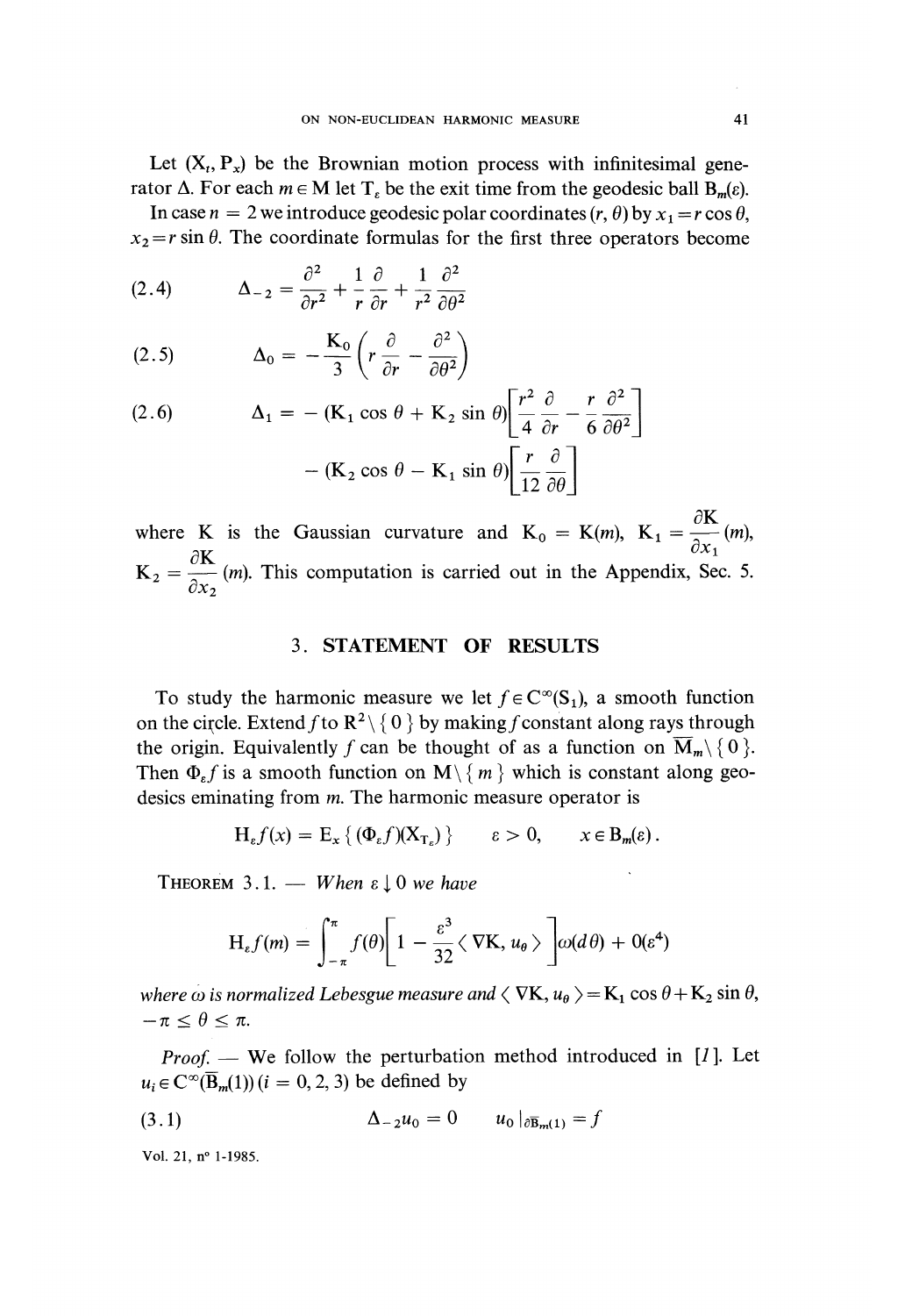Let $(X_t, P_x)$ be the Brownian motion process with infinitesimal generator $\Delta$. For each $m \in M$ let $T_\varepsilon$ be the exit time from the geodesic ball $B_m(\varepsilon)$.

In case $n = 2$ we introduce geodesic polar coordinates $(r, \theta)$ by $x_1 = r\cos\theta$, $x_2 = r\sin\theta$. The coordinate formulas for the first three operators become

$$\Delta_{-2} = \frac{\partial^2}{\partial r^2} + \frac{1}{r}\frac{\partial}{\partial r} + \frac{1}{r^2}\frac{\partial^2}{\partial \theta^2} \tag{2.4}$$

$$\Delta_0 = -\frac{K_0}{3}\left(r\frac{\partial}{\partial r} - \frac{\partial^2}{\partial \theta^2}\right) \tag{2.5}$$

$$\begin{aligned} \Delta_1 = &- (K_1 \cos\theta + K_2 \sin\theta)\left[\frac{r^2}{4}\frac{\partial}{\partial r} - \frac{r}{6}\frac{\partial^2}{\partial \theta^2}\right] \\ &- (K_2\cos\theta - K_1\sin\theta)\left[\frac{r}{12}\frac{\partial}{\partial \theta}\right] \end{aligned} \tag{2.6}$$

where K is the Gaussian curvature and $K_0 = K(m)$, $K_1 = \frac{\partial K}{\partial x_1}(m)$, $K_2 = \frac{\partial K}{\partial x_2}(m)$. This computation is carried out in the Appendix, Sec. 5.

## 3. STATEMENT OF RESULTS

To study the harmonic measure we let $f \in C^\infty(S_1)$, a smooth function on the circle. Extend $f$ to $R^2 \setminus \{0\}$ by making $f$ constant along rays through the origin. Equivalently $f$ can be thought of as a function on $\overline{M}_m \setminus \{0\}$. Then $\Phi_\varepsilon f$ is a smooth function on $M \setminus \{m\}$ which is constant along geodesics eminating from $m$. The harmonic measure operator is

$$H_\varepsilon f(x) = E_x\{(\Phi_\varepsilon f)(X_{T_\varepsilon})\} \qquad \varepsilon > 0, \qquad x \in B_m(\varepsilon).$$

THEOREM 3.1. — *When* $\varepsilon \downarrow 0$ *we have*

$$H_\varepsilon f(m) = \int_{-\pi}^{\pi} f(\theta)\left[1 - \frac{\varepsilon^3}{32}\langle \nabla K, u_\theta \rangle\right]\omega(d\theta) + O(\varepsilon^4)$$

*where* $\omega$ *is normalized Lebesgue measure and* $\langle \nabla K, u_\theta \rangle = K_1\cos\theta + K_2\sin\theta$, $-\pi \leq \theta \leq \pi$.

*Proof.* — We follow the perturbation method introduced in [1]. Let $u_i \in C^\infty(\overline{B}_m(1))$ $(i = 0, 2, 3)$ be defined by

$$\Delta_{-2}u_0 = 0 \qquad u_0\,|_{\partial \overline{B}_m(1)} = f \tag{3.1}$$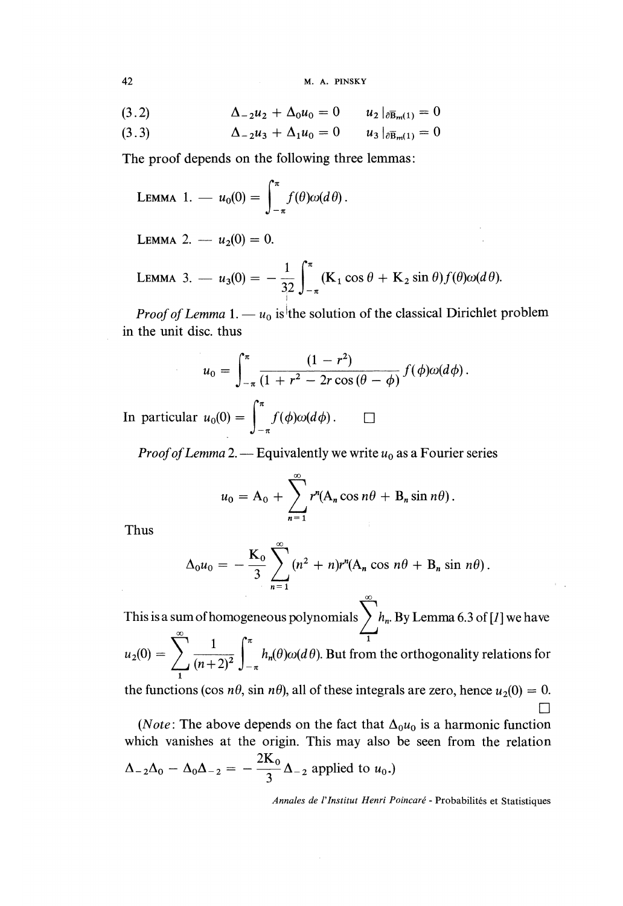$$\Delta_{-2}u_2 + \Delta_0 u_0 = 0 \qquad u_2 \,|_{\partial \overline{B}_m(1)} = 0 \tag{3.2}$$

$$\Delta_{-2}u_3 + \Delta_1 u_0 = 0 \qquad u_3 \,|_{\partial \overline{B}_m(1)} = 0 \tag{3.3}$$

The proof depends on the following three lemmas:

LEMMA 1. — $u_0(0) = \int_{-\pi}^{\pi} f(\theta)\omega(d\theta)$.

LEMMA 2. — $u_2(0) = 0$.

LEMMA 3. — $u_3(0) = -\frac{1}{32}\int_{-\pi}^{\pi} (K_1 \cos\theta + K_2 \sin\theta) f(\theta)\omega(d\theta)$.

*Proof of Lemma* 1. — $u_0$ is the solution of the classical Dirichlet problem in the unit disc. thus

$$u_0 = \int_{-\pi}^{\pi} \frac{(1 - r^2)}{(1 + r^2 - 2r\cos(\theta - \phi))} f(\phi)\omega(d\phi).$$

In particular $u_0(0) = \int_{-\pi}^{\pi} f(\phi)\omega(d\phi)$. $\square$

*Proof of Lemma* 2. — Equivalently we write $u_0$ as a Fourier series

$$u_0 = A_0 + \sum_{n=1}^{\infty} r^n (A_n \cos n\theta + B_n \sin n\theta).$$

Thus

$$\Delta_0 u_0 = -\frac{K_0}{3}\sum_{n=1}^{\infty} (n^2 + n) r^n (A_n \cos n\theta + B_n \sin n\theta).$$

This is a sum of homogeneous polynomials $\sum_1^{\infty} h_n$. By Lemma 6.3 of [1] we have $u_2(0) = \sum_1^{\infty} \frac{1}{(n+2)^2}\int_{-\pi}^{\pi} h_n(\theta)\omega(d\theta)$. But from the orthogonality relations for the functions $(\cos n\theta, \sin n\theta)$, all of these integrals are zero, hence $u_2(0) = 0$. $\square$

(*Note*: The above depends on the fact that $\Delta_0 u_0$ is a harmonic function which vanishes at the origin. This may also be seen from the relation $\Delta_{-2}\Delta_0 - \Delta_0\Delta_{-2} = -\frac{2K_0}{3}\Delta_{-2}$ applied to $u_0$.)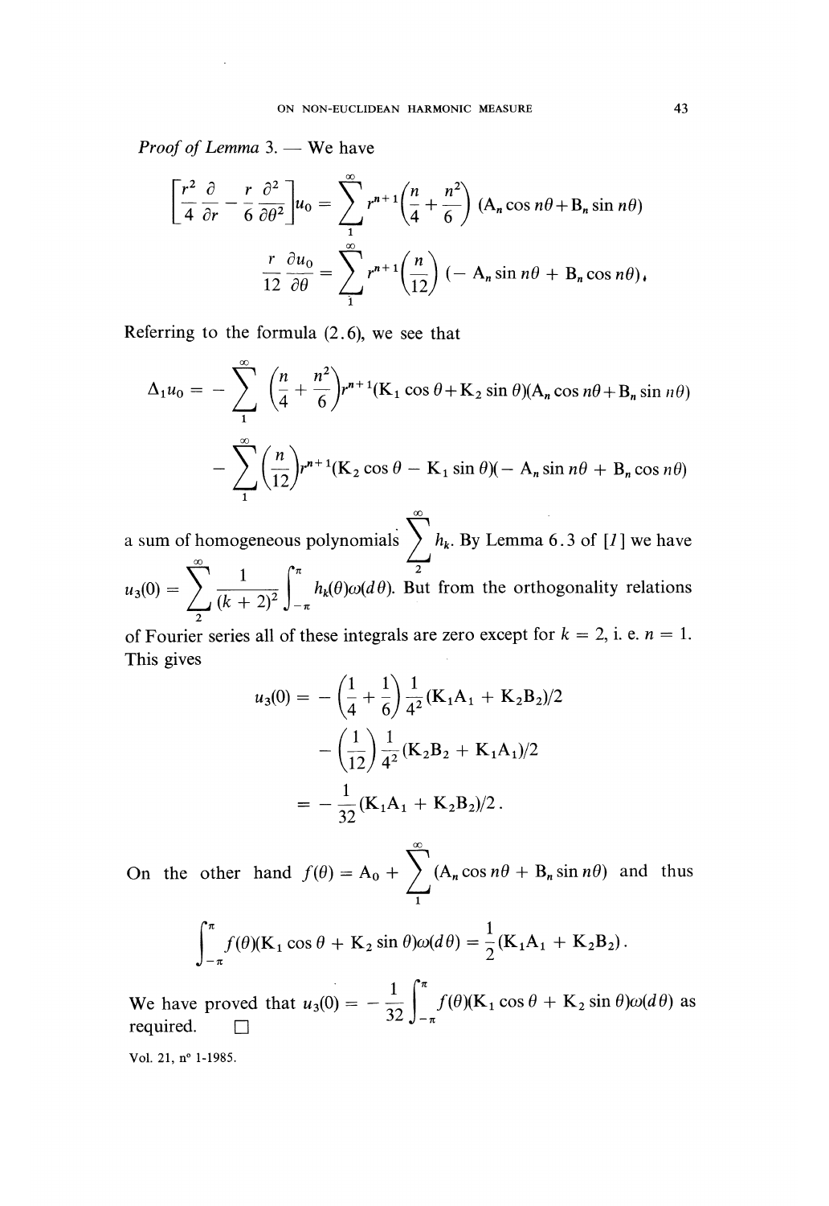*Proof of Lemma* 3. — We have

$$\left[\frac{r^2}{4}\frac{\partial}{\partial r} - \frac{r}{6}\frac{\partial^2}{\partial \theta^2}\right]u_0 = \sum_1^\infty r^{n+1}\left(\frac{n}{4}+\frac{n^2}{6}\right)(A_n \cos n\theta + B_n \sin n\theta)$$

$$\frac{r}{12}\frac{\partial u_0}{\partial \theta} = \sum_1^\infty r^{n+1}\left(\frac{n}{12}\right)(-A_n \sin n\theta + B_n \cos n\theta).$$

Referring to the formula (2.6), we see that

$$\Delta_1 u_0 = -\sum_1^\infty \left(\frac{n}{4}+\frac{n^2}{6}\right) r^{n+1}(K_1 \cos\theta + K_2 \sin\theta)(A_n \cos n\theta + B_n \sin n\theta)$$

$$-\sum_1^\infty \left(\frac{n}{12}\right) r^{n+1}(K_2 \cos\theta - K_1 \sin\theta)(-A_n \sin n\theta + B_n \cos n\theta)$$

a sum of homogeneous polynomials $\sum_2^\infty h_k$. By Lemma 6.3 of [1] we have $u_3(0) = \sum_2^\infty \frac{1}{(k+2)^2}\int_{-\pi}^{\pi} h_k(\theta)\omega(d\theta)$. But from the orthogonality relations of Fourier series all of these integrals are zero except for $k = 2$, i. e. $n = 1$. This gives

$$\begin{aligned} u_3(0) &= -\left(\frac{1}{4}+\frac{1}{6}\right)\frac{1}{4^2}(K_1A_1 + K_2B_2)/2 \\ &\quad -\left(\frac{1}{12}\right)\frac{1}{4^2}(K_2B_2 + K_1A_1)/2 \\ &= -\frac{1}{32}(K_1A_1 + K_2B_2)/2. \end{aligned}$$

On the other hand $f(\theta) = A_0 + \sum_1^\infty (A_n \cos n\theta + B_n \sin n\theta)$ and thus

$$\int_{-\pi}^{\pi} f(\theta)(K_1 \cos\theta + K_2 \sin\theta)\omega(d\theta) = \frac{1}{2}(K_1A_1 + K_2B_2).$$

We have proved that $u_3(0) = -\frac{1}{32}\int_{-\pi}^{\pi} f(\theta)(K_1 \cos\theta + K_2 \sin\theta)\omega(d\theta)$ as required. □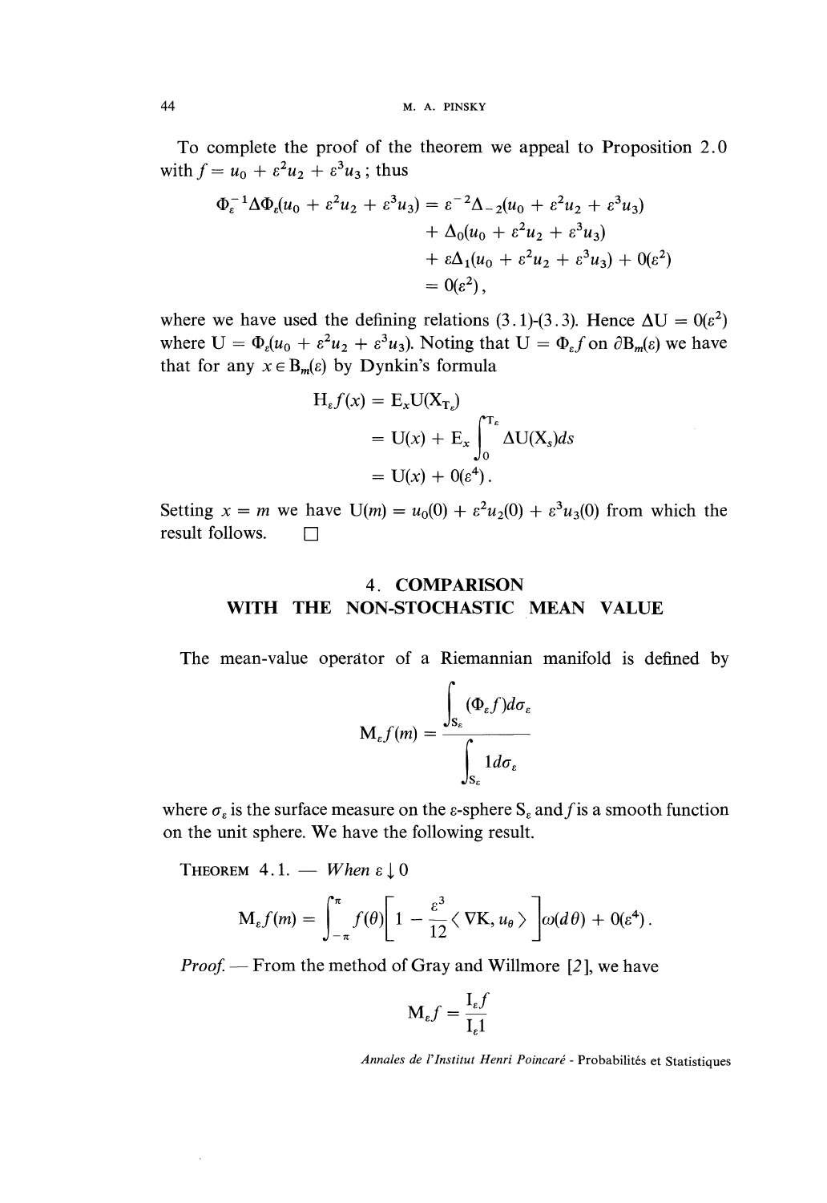To complete the proof of the theorem we appeal to Proposition 2.0 with $f = u_0 + \varepsilon^2 u_2 + \varepsilon^3 u_3$; thus

$$
\begin{aligned}
\Phi_\varepsilon^{-1}\Delta\Phi_\varepsilon(u_0 + \varepsilon^2 u_2 + \varepsilon^3 u_3) &= \varepsilon^{-2}\Delta_{-2}(u_0 + \varepsilon^2 u_2 + \varepsilon^3 u_3) \\
&\quad + \Delta_0(u_0 + \varepsilon^2 u_2 + \varepsilon^3 u_3) \\
&\quad + \varepsilon\Delta_1(u_0 + \varepsilon^2 u_2 + \varepsilon^3 u_3) + 0(\varepsilon^2) \\
&= 0(\varepsilon^2),
\end{aligned}
$$

where we have used the defining relations (3.1)-(3.3). Hence $\Delta U = 0(\varepsilon^2)$ where $U = \Phi_\varepsilon(u_0 + \varepsilon^2 u_2 + \varepsilon^3 u_3)$. Noting that $U = \Phi_\varepsilon f$ on $\partial B_m(\varepsilon)$ we have that for any $x \in B_m(\varepsilon)$ by Dynkin's formula

$$
\begin{aligned}
H_\varepsilon f(x) &= E_x U(X_{T_\varepsilon}) \\
&= U(x) + E_x \int_0^{T_\varepsilon} \Delta U(X_s) ds \\
&= U(x) + 0(\varepsilon^4).
\end{aligned}
$$

Setting $x = m$ we have $U(m) = u_0(0) + \varepsilon^2 u_2(0) + \varepsilon^3 u_3(0)$ from which the result follows. □

## 4. COMPARISON WITH THE NON-STOCHASTIC MEAN VALUE

The mean-value operator of a Riemannian manifold is defined by

$$
M_\varepsilon f(m) = \frac{\int_{S_\varepsilon} (\Phi_\varepsilon f) d\sigma_\varepsilon}{\int_{S_\varepsilon} 1 d\sigma_\varepsilon}
$$

where $\sigma_\varepsilon$ is the surface measure on the $\varepsilon$-sphere $S_\varepsilon$ and $f$ is a smooth function on the unit sphere. We have the following result.

THEOREM 4.1. — *When* $\varepsilon \downarrow 0$

$$
M_\varepsilon f(m) = \int_{-\pi}^{\pi} f(\theta)\left[1 - \frac{\varepsilon^3}{12}\langle \nabla K, u_\theta \rangle\right]\omega(d\theta) + 0(\varepsilon^4).
$$

*Proof.* — From the method of Gray and Willmore [2], we have

$$
M_\varepsilon f = \frac{I_\varepsilon f}{I_\varepsilon 1}
$$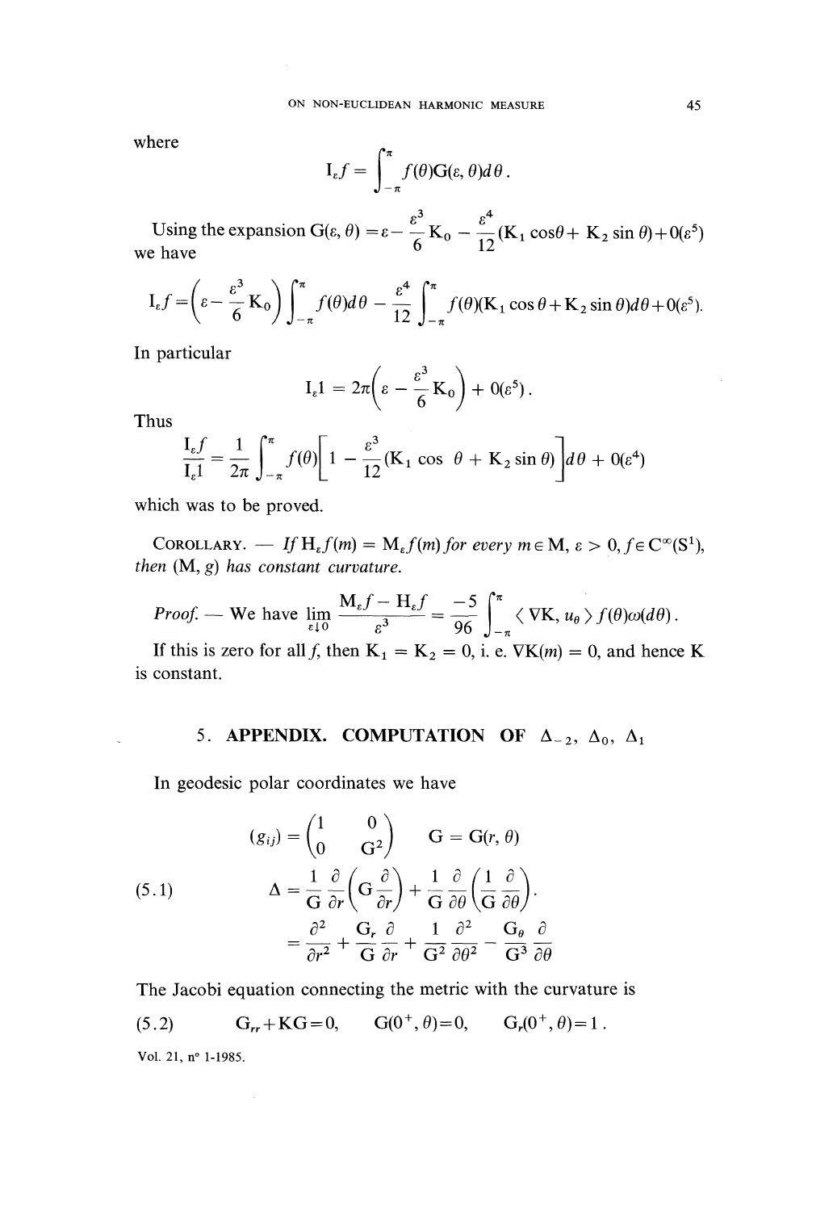where

$$\mathrm{I}_\varepsilon f = \int_{-\pi}^{\pi} f(\theta)\mathrm{G}(\varepsilon, \theta)d\theta .$$

Using the expansion $\mathrm{G}(\varepsilon, \theta) = \varepsilon - \frac{\varepsilon^3}{6}\mathrm{K}_0 - \frac{\varepsilon^4}{12}(\mathrm{K}_1 \cos\theta + \mathrm{K}_2 \sin\theta) + 0(\varepsilon^5)$ we have

$$\mathrm{I}_\varepsilon f = \left(\varepsilon - \frac{\varepsilon^3}{6}\mathrm{K}_0\right)\int_{-\pi}^{\pi} f(\theta)d\theta - \frac{\varepsilon^4}{12}\int_{-\pi}^{\pi} f(\theta)(\mathrm{K}_1 \cos\theta + \mathrm{K}_2 \sin\theta)d\theta + 0(\varepsilon^5).$$

In particular

$$\mathrm{I}_\varepsilon 1 = 2\pi\left(\varepsilon - \frac{\varepsilon^3}{6}\mathrm{K}_0\right) + 0(\varepsilon^5).$$

Thus

$$\frac{\mathrm{I}_\varepsilon f}{\mathrm{I}_\varepsilon 1} = \frac{1}{2\pi}\int_{-\pi}^{\pi} f(\theta)\left[1 - \frac{\varepsilon^3}{12}(\mathrm{K}_1 \cos\theta + \mathrm{K}_2 \sin\theta)\right]d\theta + 0(\varepsilon^4)$$

which was to be proved.

COROLLARY. — *If $\mathrm{H}_\varepsilon f(m) = \mathrm{M}_\varepsilon f(m)$ for every $m \in \mathrm{M}$, $\varepsilon > 0$, $f \in \mathrm{C}^\infty(\mathrm{S}^1)$, then $(\mathrm{M}, g)$ has constant curvature.*

*Proof.* — We have $\lim\limits_{\varepsilon \downarrow 0} \dfrac{\mathrm{M}_\varepsilon f - \mathrm{H}_\varepsilon f}{\varepsilon^3} = \dfrac{-5}{96}\displaystyle\int_{-\pi}^{\pi} \langle \nabla\mathrm{K}, u_\theta \rangle f(\theta)\omega(d\theta)$.

If this is zero for all $f$, then $\mathrm{K}_1 = \mathrm{K}_2 = 0$, i. e. $\nabla\mathrm{K}(m) = 0$, and hence K is constant.

## 5. APPENDIX. COMPUTATION OF $\Delta_{-2}$, $\Delta_0$, $\Delta_1$

In geodesic polar coordinates we have

$$(g_{ij}) = \begin{pmatrix} 1 & 0 \\ 0 & \mathrm{G}^2 \end{pmatrix} \qquad \mathrm{G} = \mathrm{G}(r, \theta)$$

$$\Delta = \frac{1}{\mathrm{G}}\frac{\partial}{\partial r}\left(\mathrm{G}\frac{\partial}{\partial r}\right) + \frac{1}{\mathrm{G}}\frac{\partial}{\partial \theta}\left(\frac{1}{\mathrm{G}}\frac{\partial}{\partial \theta}\right). \tag{5.1}$$

$$= \frac{\partial^2}{\partial r^2} + \frac{\mathrm{G}_r}{\mathrm{G}}\frac{\partial}{\partial r} + \frac{1}{\mathrm{G}^2}\frac{\partial^2}{\partial \theta^2} - \frac{\mathrm{G}_\theta}{\mathrm{G}^3}\frac{\partial}{\partial \theta}$$

The Jacobi equation connecting the metric with the curvature is

$$\mathrm{G}_{rr} + \mathrm{K}\mathrm{G} = 0, \qquad \mathrm{G}(0^+, \theta) = 0, \qquad \mathrm{G}_r(0^+, \theta) = 1 . \tag{5.2}$$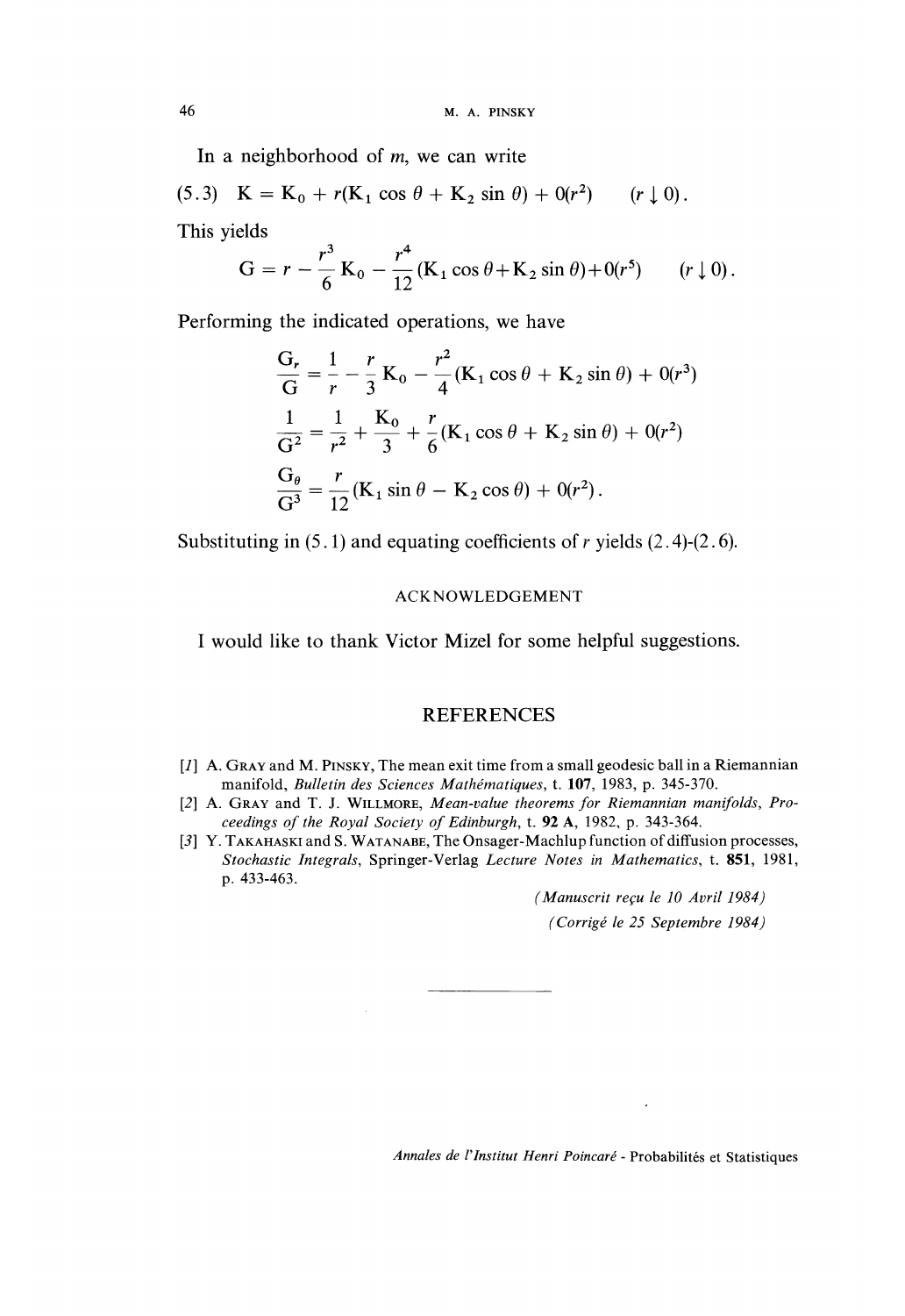In a neighborhood of $m$, we can write

$$\text{(5.3)} \quad K = K_0 + r(K_1 \cos \theta + K_2 \sin \theta) + 0(r^2) \qquad (r \downarrow 0).$$

This yields

$$G = r - \frac{r^3}{6} K_0 - \frac{r^4}{12}(K_1 \cos \theta + K_2 \sin \theta) + 0(r^5) \qquad (r \downarrow 0).$$

Performing the indicated operations, we have

$$\frac{G_r}{G} = \frac{1}{r} - \frac{r}{3} K_0 - \frac{r^2}{4}(K_1 \cos \theta + K_2 \sin \theta) + 0(r^3)$$

$$\frac{1}{G^2} = \frac{1}{r^2} + \frac{K_0}{3} + \frac{r}{6}(K_1 \cos \theta + K_2 \sin \theta) + 0(r^2)$$

$$\frac{G_\theta}{G^3} = \frac{r}{12}(K_1 \sin \theta - K_2 \cos \theta) + 0(r^2).$$

Substituting in (5.1) and equating coefficients of $r$ yields (2.4)-(2.6).

## ACKNOWLEDGEMENT

I would like to thank Victor Mizel for some helpful suggestions.

## REFERENCES

[1] A. GRAY and M. PINSKY, The mean exit time from a small geodesic ball in a Riemannian manifold, *Bulletin des Sciences Mathématiques*, t. **107**, 1983, p. 345-370.

[2] A. GRAY and T. J. WILLMORE, *Mean-value theorems for Riemannian manifolds*, *Proceedings of the Royal Society of Edinburgh*, t. **92 A**, 1982, p. 343-364.

[3] Y. TAKAHASKI and S. WATANABE, The Onsager-Machlup function of diffusion processes, *Stochastic Integrals*, Springer-Verlag *Lecture Notes in Mathematics*, t. **851**, 1981, p. 433-463.

*(Manuscrit reçu le 10 Avril 1984)*

*(Corrigé le 25 Septembre 1984)*